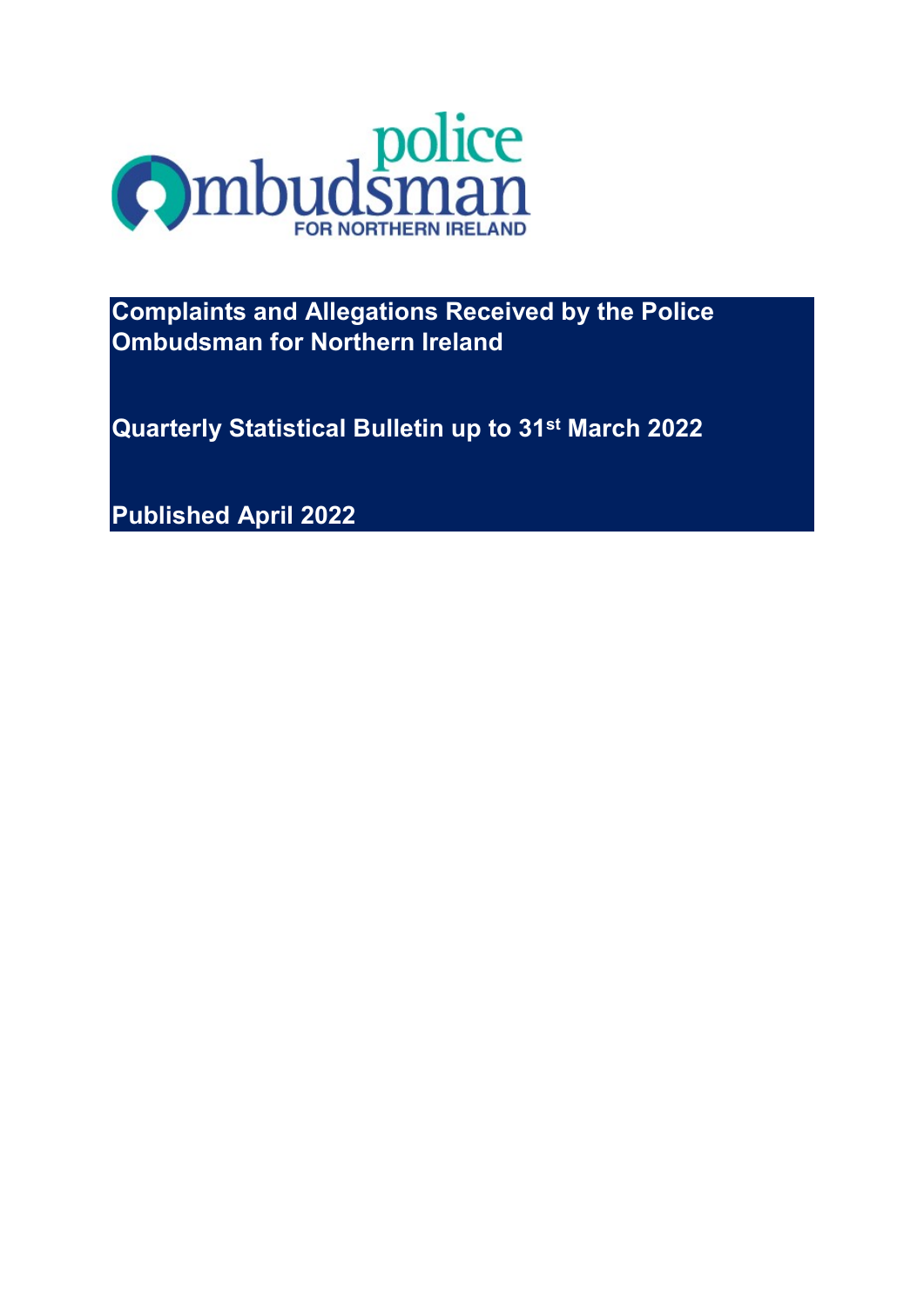police
Ombudsman
FOR NORTHERN IRELAND

# Complaints and Allegations Received by the Police Ombudsman for Northern Ireland

## Quarterly Statistical Bulletin up to 31st March 2022

## Published April 2022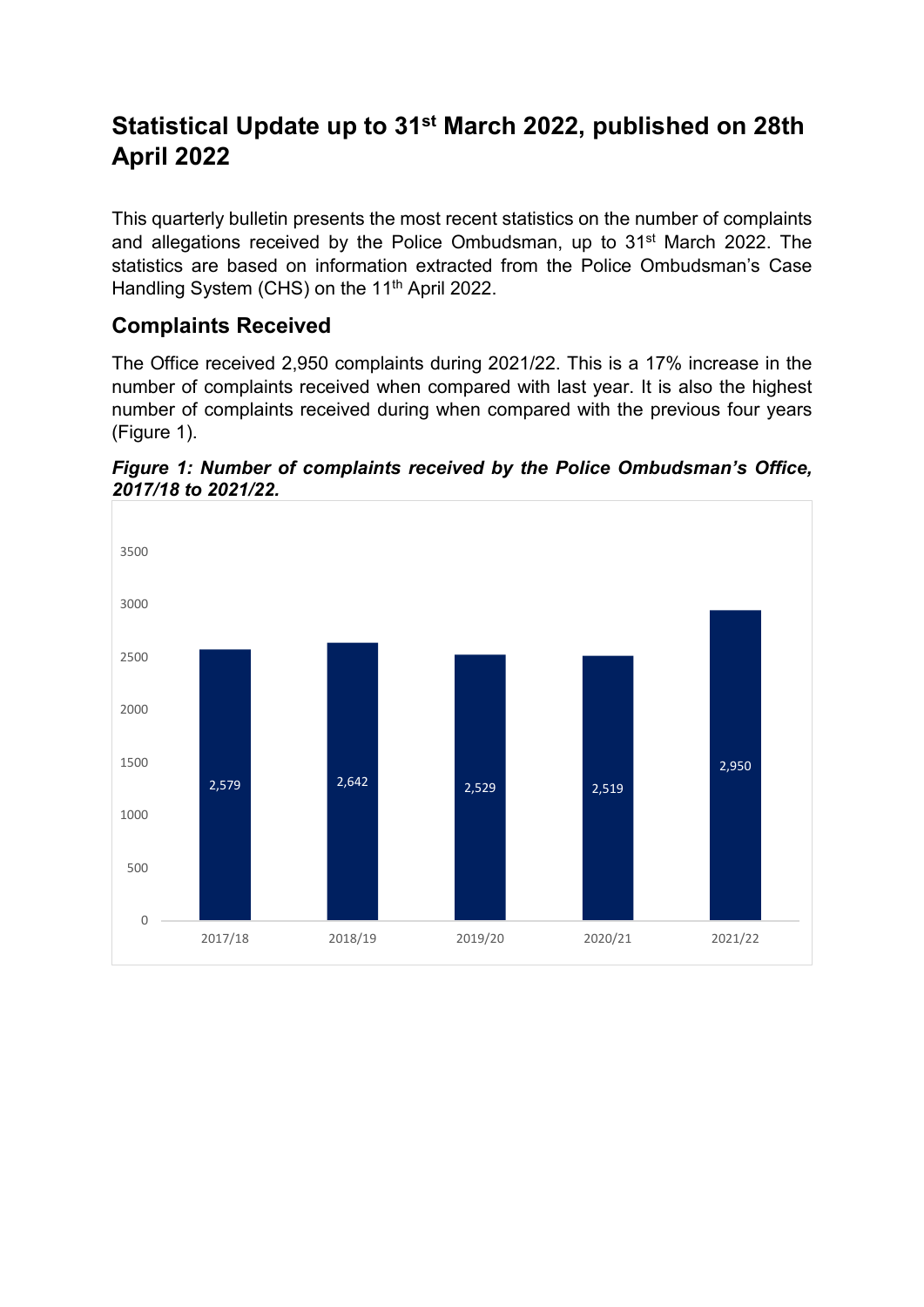# Statistical Update up to 31st March 2022, published on 28th April 2022

This quarterly bulletin presents the most recent statistics on the number of complaints and allegations received by the Police Ombudsman, up to 31st March 2022. The statistics are based on information extracted from the Police Ombudsman's Case Handling System (CHS) on the 11th April 2022.

## Complaints Received

The Office received 2,950 complaints during 2021/22. This is a 17% increase in the number of complaints received when compared with last year. It is also the highest number of complaints received during when compared with the previous four years (Figure 1).

***Figure 1: Number of complaints received by the Police Ombudsman's Office, 2017/18 to 2021/22.***

| Year | Complaints |
|---|---|
| 2017/18 | 2,579 |
| 2018/19 | 2,642 |
| 2019/20 | 2,529 |
| 2020/21 | 2,519 |
| 2021/22 | 2,950 |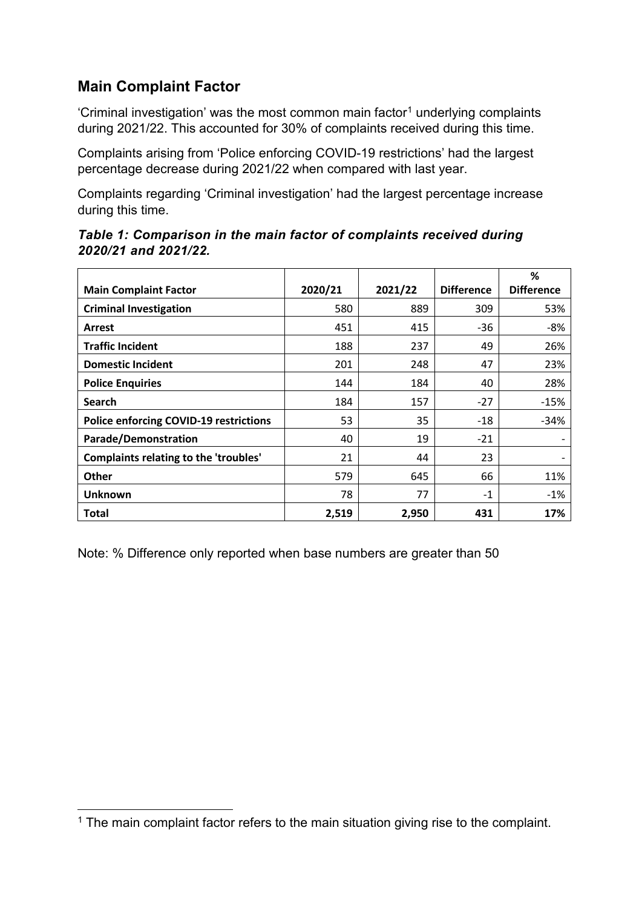## Main Complaint Factor

'Criminal investigation' was the most common main factor[1] underlying complaints during 2021/22. This accounted for 30% of complaints received during this time.

Complaints arising from 'Police enforcing COVID-19 restrictions' had the largest percentage decrease during 2021/22 when compared with last year.

Complaints regarding 'Criminal investigation' had the largest percentage increase during this time.

***Table 1: Comparison in the main factor of complaints received during 2020/21 and 2021/22.***

| Main Complaint Factor | 2020/21 | 2021/22 | Difference | % Difference |
|---|---|---|---|---|
| **Criminal Investigation** | 580 | 889 | 309 | 53% |
| **Arrest** | 451 | 415 | -36 | -8% |
| **Traffic Incident** | 188 | 237 | 49 | 26% |
| **Domestic Incident** | 201 | 248 | 47 | 23% |
| **Police Enquiries** | 144 | 184 | 40 | 28% |
| **Search** | 184 | 157 | -27 | -15% |
| **Police enforcing COVID-19 restrictions** | 53 | 35 | -18 | -34% |
| **Parade/Demonstration** | 40 | 19 | -21 | - |
| **Complaints relating to the 'troubles'** | 21 | 44 | 23 | - |
| **Other** | 579 | 645 | 66 | 11% |
| **Unknown** | 78 | 77 | -1 | -1% |
| **Total** | **2,519** | **2,950** | **431** | **17%** |

Note: % Difference only reported when base numbers are greater than 50

[1] The main complaint factor refers to the main situation giving rise to the complaint.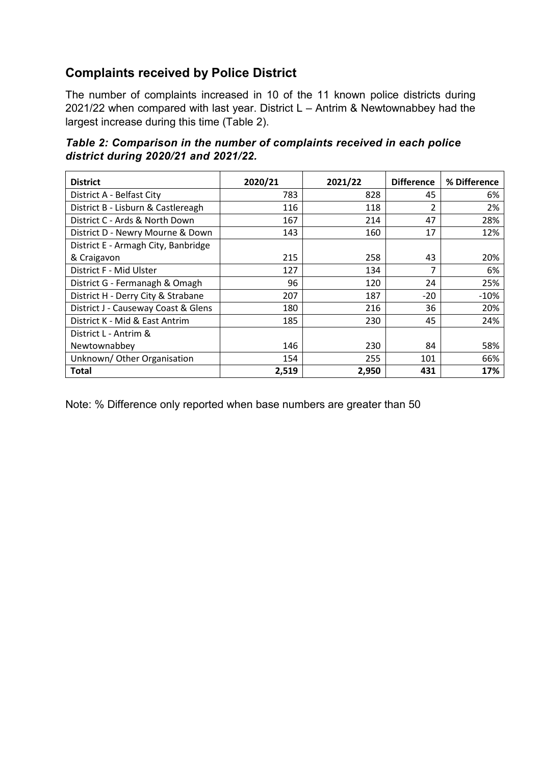## Complaints received by Police District

The number of complaints increased in 10 of the 11 known police districts during 2021/22 when compared with last year. District L – Antrim & Newtownabbey had the largest increase during this time (Table 2).

***Table 2: Comparison in the number of complaints received in each police district during 2020/21 and 2021/22.***

| District | 2020/21 | 2021/22 | Difference | % Difference |
|---|---|---|---|---|
| District A - Belfast City | 783 | 828 | 45 | 6% |
| District B - Lisburn & Castlereagh | 116 | 118 | 2 | 2% |
| District C - Ards & North Down | 167 | 214 | 47 | 28% |
| District D - Newry Mourne & Down | 143 | 160 | 17 | 12% |
| District E - Armagh City, Banbridge & Craigavon | 215 | 258 | 43 | 20% |
| District F - Mid Ulster | 127 | 134 | 7 | 6% |
| District G - Fermanagh & Omagh | 96 | 120 | 24 | 25% |
| District H - Derry City & Strabane | 207 | 187 | -20 | -10% |
| District J - Causeway Coast & Glens | 180 | 216 | 36 | 20% |
| District K - Mid & East Antrim | 185 | 230 | 45 | 24% |
| District L - Antrim & Newtownabbey | 146 | 230 | 84 | 58% |
| Unknown/ Other Organisation | 154 | 255 | 101 | 66% |
| **Total** | **2,519** | **2,950** | **431** | **17%** |

Note: % Difference only reported when base numbers are greater than 50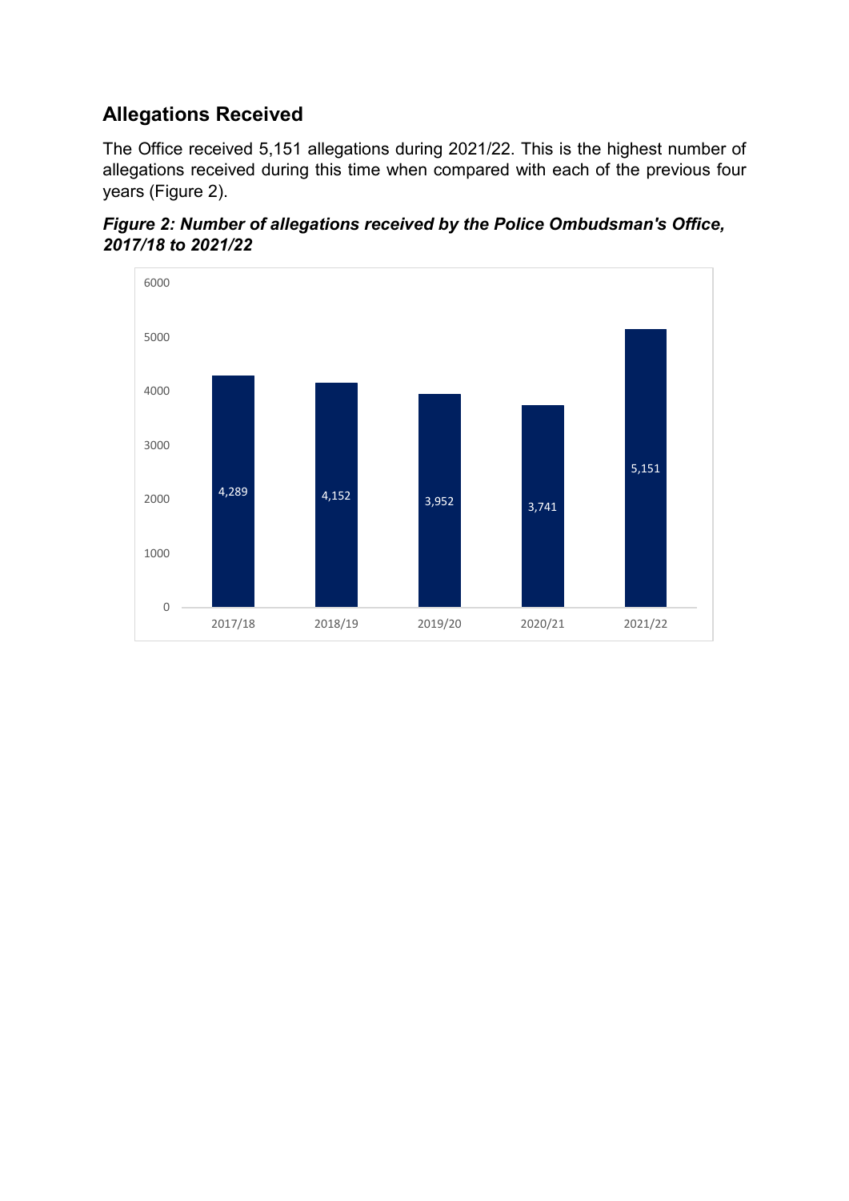## Allegations Received

The Office received 5,151 allegations during 2021/22. This is the highest number of allegations received during this time when compared with each of the previous four years (Figure 2).

***Figure 2: Number of allegations received by the Police Ombudsman's Office, 2017/18 to 2021/22***

| Year | Allegations |
|---|---|
| 2017/18 | 4,289 |
| 2018/19 | 4,152 |
| 2019/20 | 3,952 |
| 2020/21 | 3,741 |
| 2021/22 | 5,151 |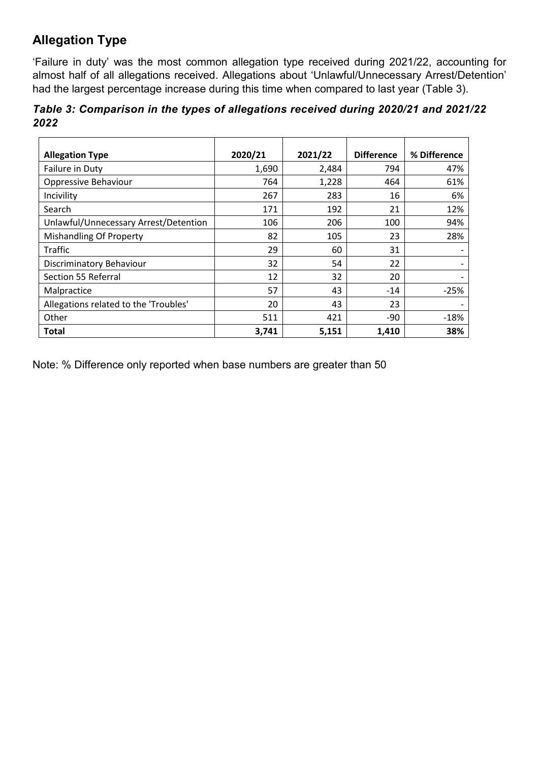## Allegation Type

'Failure in duty' was the most common allegation type received during 2021/22, accounting for almost half of all allegations received. Allegations about 'Unlawful/Unnecessary Arrest/Detention' had the largest percentage increase during this time when compared to last year (Table 3).

***Table 3: Comparison in the types of allegations received during 2020/21 and 2021/22 2022***

| Allegation Type | 2020/21 | 2021/22 | Difference | % Difference |
|---|---|---|---|---|
| Failure in Duty | 1,690 | 2,484 | 794 | 47% |
| Oppressive Behaviour | 764 | 1,228 | 464 | 61% |
| Incivility | 267 | 283 | 16 | 6% |
| Search | 171 | 192 | 21 | 12% |
| Unlawful/Unnecessary Arrest/Detention | 106 | 206 | 100 | 94% |
| Mishandling Of Property | 82 | 105 | 23 | 28% |
| Traffic | 29 | 60 | 31 | - |
| Discriminatory Behaviour | 32 | 54 | 22 | - |
| Section 55 Referral | 12 | 32 | 20 | - |
| Malpractice | 57 | 43 | -14 | -25% |
| Allegations related to the 'Troubles' | 20 | 43 | 23 | - |
| Other | 511 | 421 | -90 | -18% |
| **Total** | **3,741** | **5,151** | **1,410** | **38%** |

Note: % Difference only reported when base numbers are greater than 50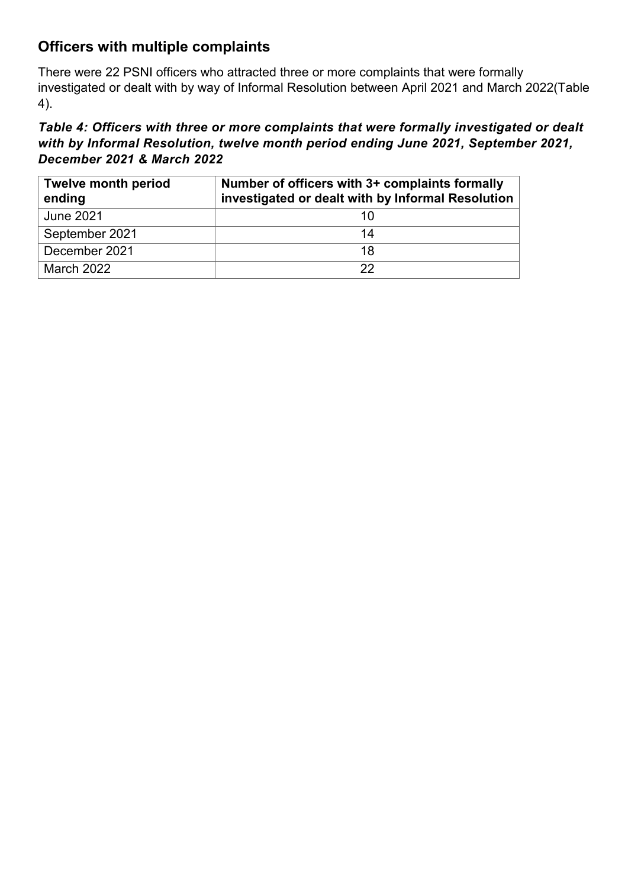## Officers with multiple complaints

There were 22 PSNI officers who attracted three or more complaints that were formally investigated or dealt with by way of Informal Resolution between April 2021 and March 2022(Table 4).

***Table 4: Officers with three or more complaints that were formally investigated or dealt with by Informal Resolution, twelve month period ending June 2021, September 2021, December 2021 & March 2022***

| Twelve month period ending | Number of officers with 3+ complaints formally investigated or dealt with by Informal Resolution |
|---|---|
| June 2021 | 10 |
| September 2021 | 14 |
| December 2021 | 18 |
| March 2022 | 22 |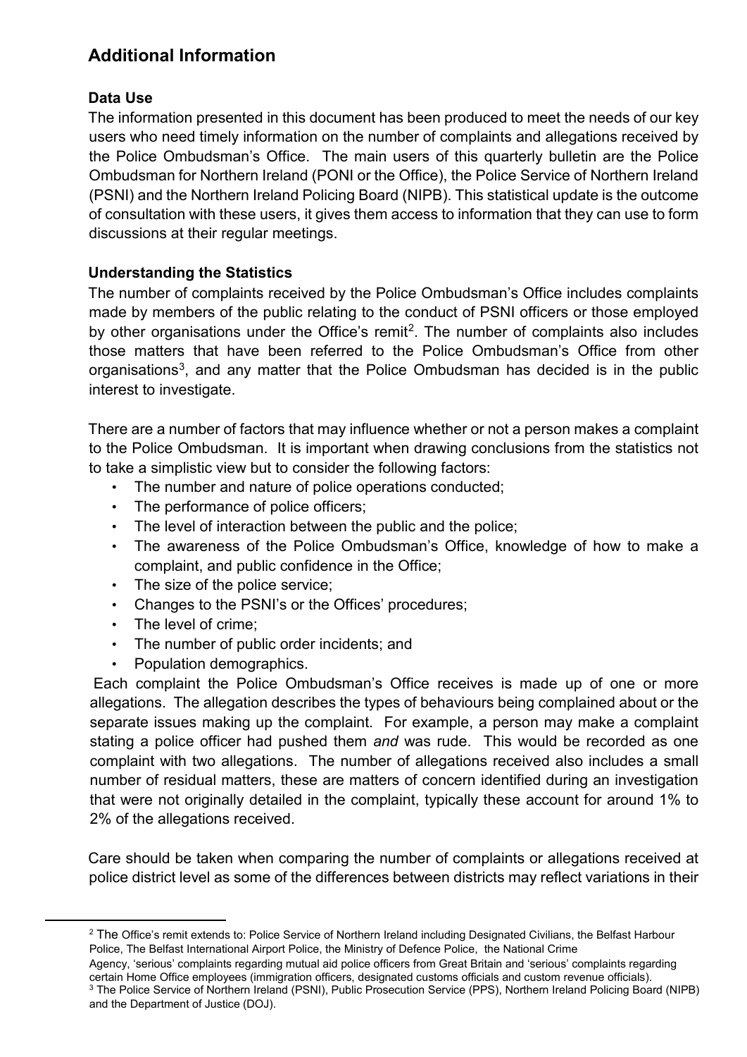## Additional Information

### Data Use

The information presented in this document has been produced to meet the needs of our key users who need timely information on the number of complaints and allegations received by the Police Ombudsman's Office. The main users of this quarterly bulletin are the Police Ombudsman for Northern Ireland (PONI or the Office), the Police Service of Northern Ireland (PSNI) and the Northern Ireland Policing Board (NIPB). This statistical update is the outcome of consultation with these users, it gives them access to information that they can use to form discussions at their regular meetings.

### Understanding the Statistics

The number of complaints received by the Police Ombudsman's Office includes complaints made by members of the public relating to the conduct of PSNI officers or those employed by other organisations under the Office's remit[2]. The number of complaints also includes those matters that have been referred to the Police Ombudsman's Office from other organisations[3], and any matter that the Police Ombudsman has decided is in the public interest to investigate.

There are a number of factors that may influence whether or not a person makes a complaint to the Police Ombudsman. It is important when drawing conclusions from the statistics not to take a simplistic view but to consider the following factors:

- The number and nature of police operations conducted;
- The performance of police officers;
- The level of interaction between the public and the police;
- The awareness of the Police Ombudsman's Office, knowledge of how to make a complaint, and public confidence in the Office;
- The size of the police service;
- Changes to the PSNI's or the Offices' procedures;
- The level of crime;
- The number of public order incidents; and
- Population demographics.

Each complaint the Police Ombudsman's Office receives is made up of one or more allegations. The allegation describes the types of behaviours being complained about or the separate issues making up the complaint. For example, a person may make a complaint stating a police officer had pushed them *and* was rude. This would be recorded as one complaint with two allegations. The number of allegations received also includes a small number of residual matters, these are matters of concern identified during an investigation that were not originally detailed in the complaint, typically these account for around 1% to 2% of the allegations received.

Care should be taken when comparing the number of complaints or allegations received at police district level as some of the differences between districts may reflect variations in their

---

[2] The Office's remit extends to: Police Service of Northern Ireland including Designated Civilians, the Belfast Harbour Police, The Belfast International Airport Police, the Ministry of Defence Police, the National Crime Agency, 'serious' complaints regarding mutual aid police officers from Great Britain and 'serious' complaints regarding certain Home Office employees (immigration officers, designated customs officials and custom revenue officials).

[3] The Police Service of Northern Ireland (PSNI), Public Prosecution Service (PPS), Northern Ireland Policing Board (NIPB) and the Department of Justice (DOJ).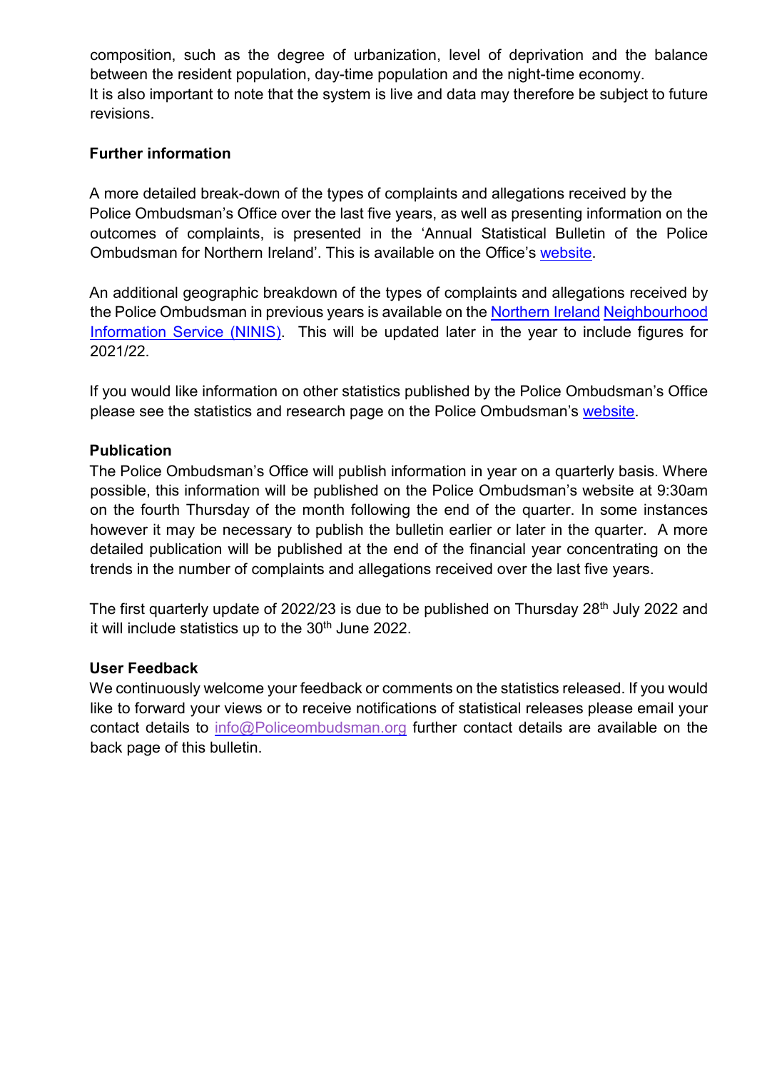composition, such as the degree of urbanization, level of deprivation and the balance between the resident population, day-time population and the night-time economy.
It is also important to note that the system is live and data may therefore be subject to future revisions.

**Further information**

A more detailed break-down of the types of complaints and allegations received by the Police Ombudsman's Office over the last five years, as well as presenting information on the outcomes of complaints, is presented in the 'Annual Statistical Bulletin of the Police Ombudsman for Northern Ireland'. This is available on the Office's website.

An additional geographic breakdown of the types of complaints and allegations received by the Police Ombudsman in previous years is available on the Northern Ireland Neighbourhood Information Service (NINIS). This will be updated later in the year to include figures for 2021/22.

If you would like information on other statistics published by the Police Ombudsman's Office please see the statistics and research page on the Police Ombudsman's website.

**Publication**

The Police Ombudsman's Office will publish information in year on a quarterly basis. Where possible, this information will be published on the Police Ombudsman's website at 9:30am on the fourth Thursday of the month following the end of the quarter. In some instances however it may be necessary to publish the bulletin earlier or later in the quarter. A more detailed publication will be published at the end of the financial year concentrating on the trends in the number of complaints and allegations received over the last five years.

The first quarterly update of 2022/23 is due to be published on Thursday 28th July 2022 and it will include statistics up to the 30th June 2022.

**User Feedback**

We continuously welcome your feedback or comments on the statistics released. If you would like to forward your views or to receive notifications of statistical releases please email your contact details to info@Policeombudsman.org further contact details are available on the back page of this bulletin.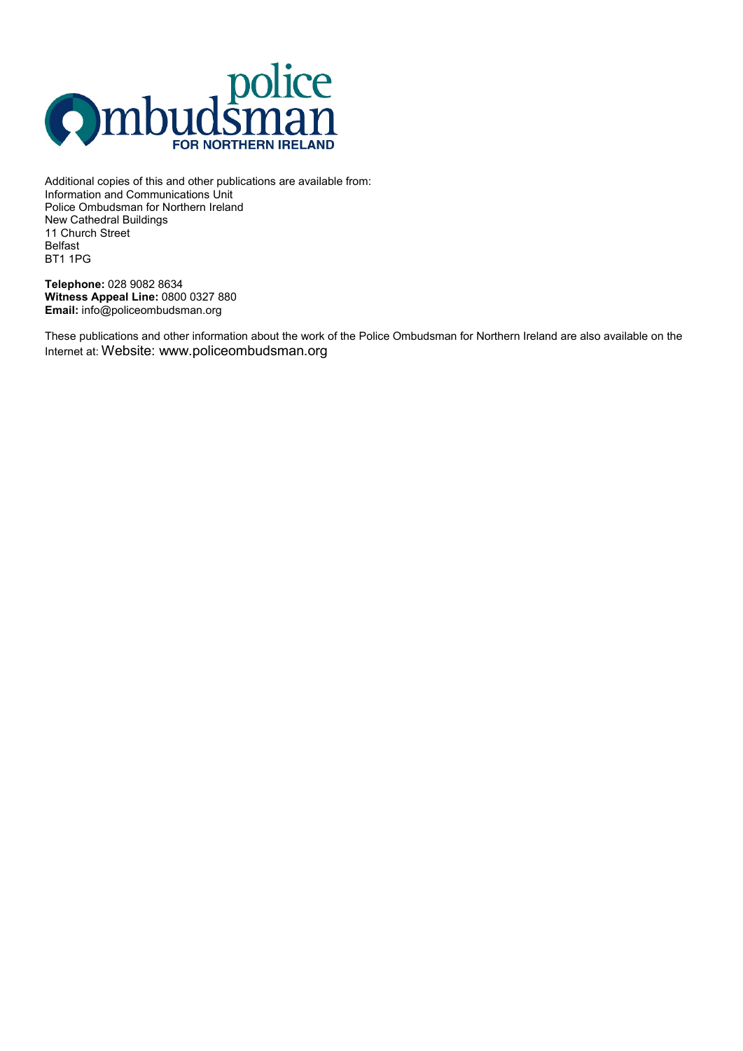Additional copies of this and other publications are available from:
Information and Communications Unit
Police Ombudsman for Northern Ireland
New Cathedral Buildings
11 Church Street
Belfast
BT1 1PG

**Telephone:** 028 9082 8634
**Witness Appeal Line:** 0800 0327 880
**Email:** info@policeombudsman.org

These publications and other information about the work of the Police Ombudsman for Northern Ireland are also available on the Internet at: Website: www.policeombudsman.org